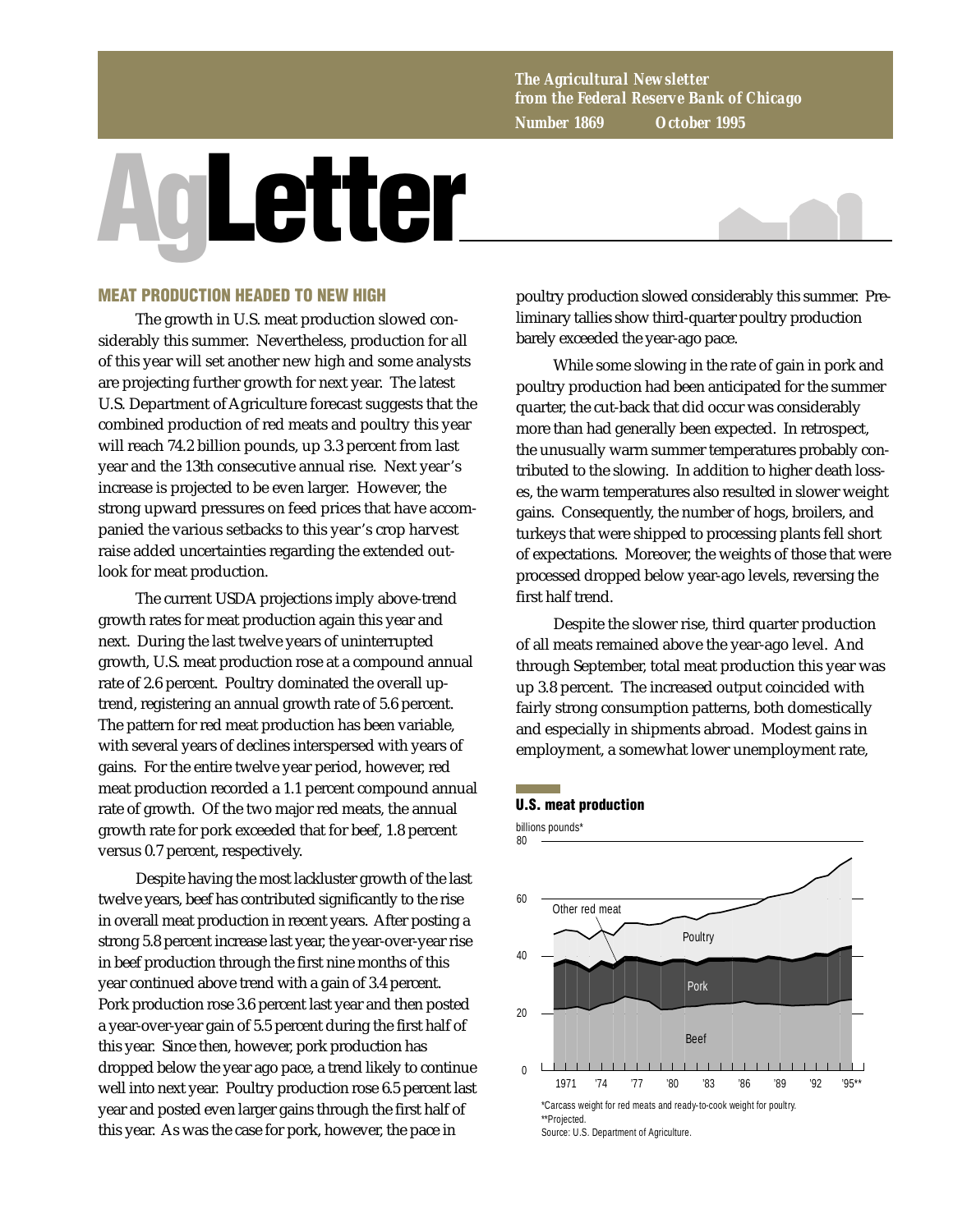*The Agricultural Newsletter from the Federal Reserve Bank of Chicago*

**Number 1869 October 1995**

# AgLetter

## MEAT PRODUCTION HEADED TO NEW HIGH

The growth in U.S. meat production slowed considerably this summer. Nevertheless, production for all of this year will set another new high and some analysts are projecting further growth for next year. The latest U.S. Department of Agriculture forecast suggests that the combined production of red meats and poultry this year will reach 74.2 billion pounds, up 3.3 percent from last year and the 13th consecutive annual rise. Next year's increase is projected to be even larger. However, the strong upward pressures on feed prices that have accompanied the various setbacks to this year's crop harvest raise added uncertainties regarding the extended outlook for meat production.

The current USDA projections imply above-trend growth rates for meat production again this year and next. During the last twelve years of uninterrupted growth, U.S. meat production rose at a compound annual rate of 2.6 percent. Poultry dominated the overall uptrend, registering an annual growth rate of 5.6 percent. The pattern for red meat production has been variable, with several years of declines interspersed with years of gains. For the entire twelve year period, however, red meat production recorded a 1.1 percent compound annual rate of growth. Of the two major red meats, the annual growth rate for pork exceeded that for beef, 1.8 percent versus 0.7 percent, respectively.

Despite having the most lackluster growth of the last twelve years, beef has contributed significantly to the rise in overall meat production in recent years. After posting a strong 5.8 percent increase last year, the year-over-year rise in beef production through the first nine months of this year continued above trend with a gain of 3.4 percent. Pork production rose 3.6 percent last year and then posted a year-over-year gain of 5.5 percent during the first half of this year. Since then, however, pork production has dropped below the year ago pace, a trend likely to continue well into next year. Poultry production rose 6.5 percent last year and posted even larger gains through the first half of this year. As was the case for pork, however, the pace in poultry production slowed considerably this summer. Preliminary tallies show third-quarter poultry production barely exceeded the year-ago pace.

While some slowing in the rate of gain in pork and poultry production had been anticipated for the summer quarter, the cut-back that did occur was considerably more than had generally been expected. In retrospect, the unusually warm summer temperatures probably contributed to the slowing. In addition to higher death losses, the warm temperatures also resulted in slower weight gains. Consequently, the number of hogs, broilers, and turkeys that were shipped to processing plants fell short of expectations. Moreover, the weights of those that were processed dropped below year-ago levels, reversing the first half trend.

Despite the slower rise, third quarter production of all meats remained above the year-ago level. And through September, total meat production this year was up 3.8 percent. The increased output coincided with fairly strong consumption patterns, both domestically and especially in shipments abroad. Modest gains in employment, a somewhat lower unemployment rate,

**U.S. meat production**

billions pounds*

(Stacked area chart, 1971–'95**, 0–80 scale: Beef, Pork, Poultry, Other red meat)

*Carcass weight for red meats and ready-to-cook weight for poultry.
**Projected.
Source: U.S. Department of Agriculture.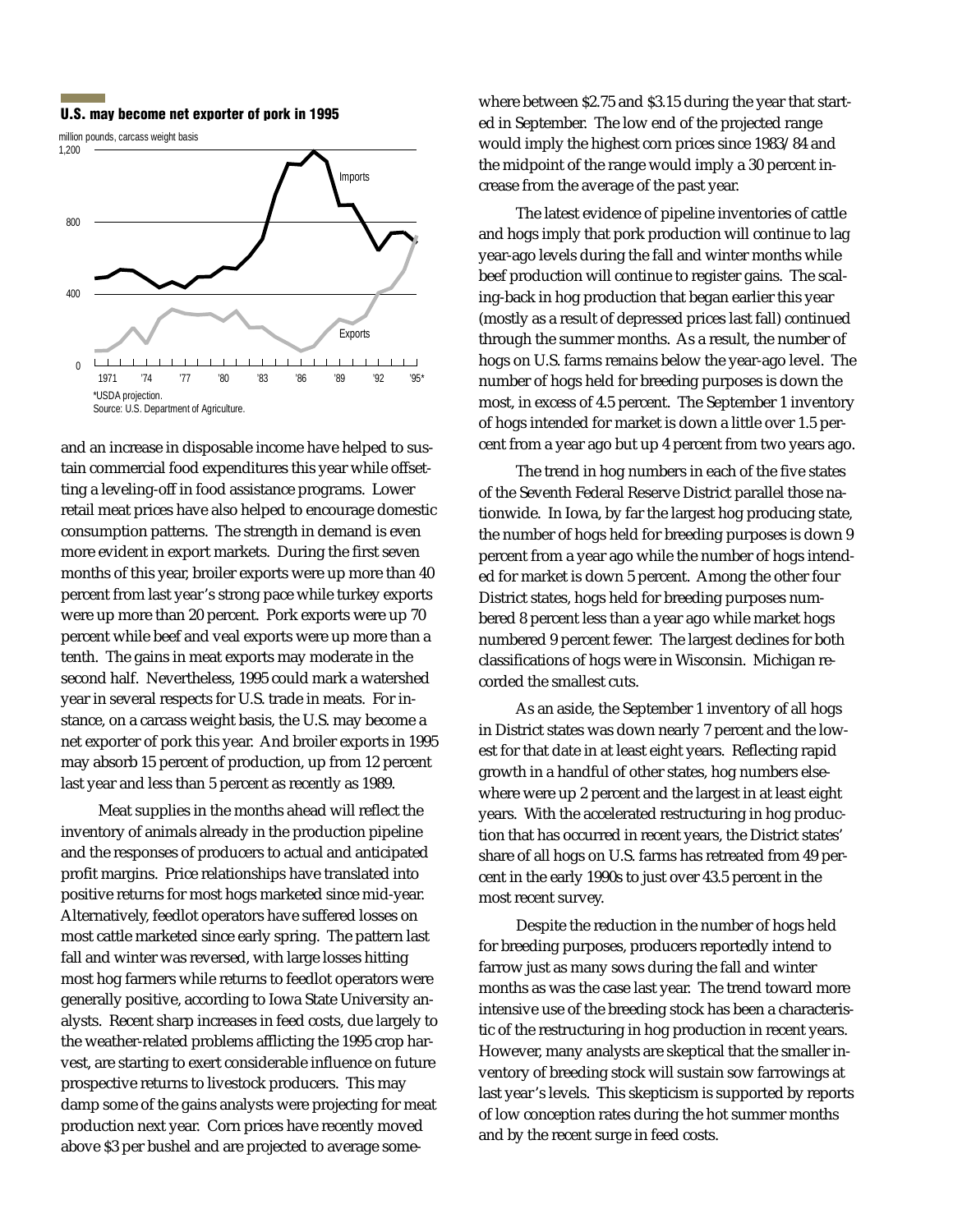## U.S. may become net exporter of pork in 1995

million pounds, carcass weight basis

*USDA projection.
Source: U.S. Department of Agriculture.

and an increase in disposable income have helped to sustain commercial food expenditures this year while offsetting a leveling-off in food assistance programs. Lower retail meat prices have also helped to encourage domestic consumption patterns. The strength in demand is even more evident in export markets. During the first seven months of this year, broiler exports were up more than 40 percent from last year's strong pace while turkey exports were up more than 20 percent. Pork exports were up 70 percent while beef and veal exports were up more than a tenth. The gains in meat exports may moderate in the second half. Nevertheless, 1995 could mark a watershed year in several respects for U.S. trade in meats. For instance, on a carcass weight basis, the U.S. may become a net exporter of pork this year. And broiler exports in 1995 may absorb 15 percent of production, up from 12 percent last year and less than 5 percent as recently as 1989.

Meat supplies in the months ahead will reflect the inventory of animals already in the production pipeline and the responses of producers to actual and anticipated profit margins. Price relationships have translated into positive returns for most hogs marketed since mid-year. Alternatively, feedlot operators have suffered losses on most cattle marketed since early spring. The pattern last fall and winter was reversed, with large losses hitting most hog farmers while returns to feedlot operators were generally positive, according to Iowa State University analysts. Recent sharp increases in feed costs, due largely to the weather-related problems afflicting the 1995 crop harvest, are starting to exert considerable influence on future prospective returns to livestock producers. This may damp some of the gains analysts were projecting for meat production next year. Corn prices have recently moved above $3 per bushel and are projected to average somewhere between $2.75 and $3.15 during the year that started in September. The low end of the projected range would imply the highest corn prices since 1983/84 and the midpoint of the range would imply a 30 percent increase from the average of the past year.

The latest evidence of pipeline inventories of cattle and hogs imply that pork production will continue to lag year-ago levels during the fall and winter months while beef production will continue to register gains. The scaling-back in hog production that began earlier this year (mostly as a result of depressed prices last fall) continued through the summer months. As a result, the number of hogs on U.S. farms remains below the year-ago level. The number of hogs held for breeding purposes is down the most, in excess of 4.5 percent. The September 1 inventory of hogs intended for market is down a little over 1.5 percent from a year ago but up 4 percent from two years ago.

The trend in hog numbers in each of the five states of the Seventh Federal Reserve District parallel those nationwide. In Iowa, by far the largest hog producing state, the number of hogs held for breeding purposes is down 9 percent from a year ago while the number of hogs intended for market is down 5 percent. Among the other four District states, hogs held for breeding purposes numbered 8 percent less than a year ago while market hogs numbered 9 percent fewer. The largest declines for both classifications of hogs were in Wisconsin. Michigan recorded the smallest cuts.

As an aside, the September 1 inventory of all hogs in District states was down nearly 7 percent and the lowest for that date in at least eight years. Reflecting rapid growth in a handful of other states, hog numbers elsewhere were up 2 percent and the largest in at least eight years. With the accelerated restructuring in hog production that has occurred in recent years, the District states' share of all hogs on U.S. farms has retreated from 49 percent in the early 1990s to just over 43.5 percent in the most recent survey.

Despite the reduction in the number of hogs held for breeding purposes, producers reportedly intend to farrow just as many sows during the fall and winter months as was the case last year. The trend toward more intensive use of the breeding stock has been a characteristic of the restructuring in hog production in recent years. However, many analysts are skeptical that the smaller inventory of breeding stock will sustain sow farrowings at last year's levels. This skepticism is supported by reports of low conception rates during the hot summer months and by the recent surge in feed costs.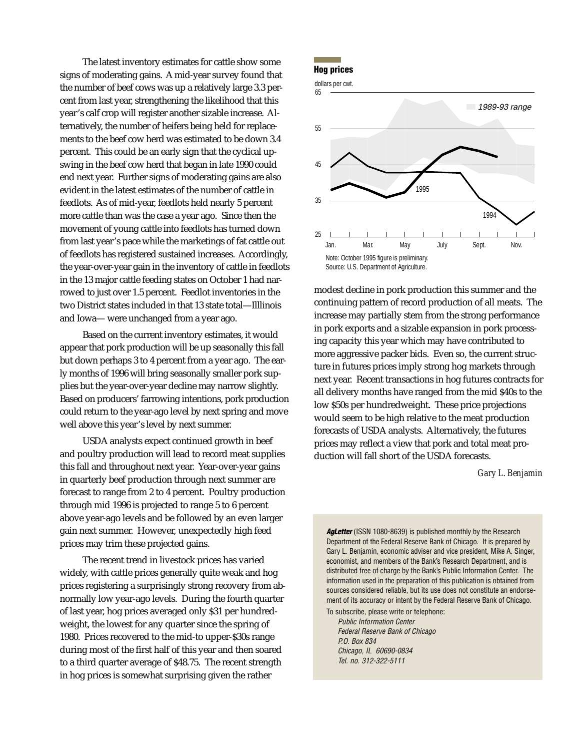The latest inventory estimates for cattle show some signs of moderating gains. A mid-year survey found that the number of beef cows was up a relatively large 3.3 percent from last year, strengthening the likelihood that this year's calf crop will register another sizable increase. Alternatively, the number of heifers being held for replacements to the beef cow herd was estimated to be down 3.4 percent. This could be an early sign that the cyclical upswing in the beef cow herd that began in late 1990 could end next year. Further signs of moderating gains are also evident in the latest estimates of the number of cattle in feedlots. As of mid-year, feedlots held nearly 5 percent more cattle than was the case a year ago. Since then the movement of young cattle into feedlots has turned down from last year's pace while the marketings of fat cattle out of feedlots has registered sustained increases. Accordingly, the year-over-year gain in the inventory of cattle in feedlots in the 13 major cattle feeding states on October 1 had narrowed to just over 1.5 percent. Feedlot inventories in the two District states included in that 13 state total—Illlinois and Iowa— were unchanged from a year ago.

Based on the current inventory estimates, it would appear that pork production will be up seasonally this fall but down perhaps 3 to 4 percent from a year ago. The early months of 1996 will bring seasonally smaller pork supplies but the year-over-year decline may narrow slightly. Based on producers' farrowing intentions, pork production could return to the year-ago level by next spring and move well above this year's level by next summer.

USDA analysts expect continued growth in beef and poultry production will lead to record meat supplies this fall and throughout next year. Year-over-year gains in quarterly beef production through next summer are forecast to range from 2 to 4 percent. Poultry production through mid 1996 is projected to range 5 to 6 percent above year-ago levels and be followed by an even larger gain next summer. However, unexpectedly high feed prices may trim these projected gains.

The recent trend in livestock prices has varied widely, with cattle prices generally quite weak and hog prices registering a surprisingly strong recovery from abnormally low year-ago levels. During the fourth quarter of last year, hog prices averaged only $31 per hundredweight, the lowest for any quarter since the spring of 1980. Prices recovered to the mid-to upper-$30s range during most of the first half of this year and then soared to a third quarter average of $48.75. The recent strength in hog prices is somewhat surprising given the rather modest decline in pork production this summer and the continuing pattern of record production of all meats. The increase may partially stem from the strong performance in pork exports and a sizable expansion in pork processing capacity this year which may have contributed to more aggressive packer bids. Even so, the current structure in futures prices imply strong hog markets through next year. Recent transactions in hog futures contracts for all delivery months have ranged from the mid $40s to the low $50s per hundredweight. These price projections would seem to be high relative to the meat production forecasts of USDA analysts. Alternatively, the futures prices may reflect a view that pork and total meat production will fall short of the USDA forecasts.

*Gary L. Benjamin*

**Hog prices**

Note: October 1995 figure is preliminary.
Source: U.S. Department of Agriculture.

***AgLetter*** (ISSN 1080-8639) is published monthly by the Research Department of the Federal Reserve Bank of Chicago. It is prepared by Gary L. Benjamin, economic adviser and vice president, Mike A. Singer, economist, and members of the Bank's Research Department, and is distributed free of charge by the Bank's Public Information Center. The information used in the preparation of this publication is obtained from sources considered reliable, but its use does not constitute an endorsement of its accuracy or intent by the Federal Reserve Bank of Chicago.

To subscribe, please write or telephone:

*Public Information Center*
*Federal Reserve Bank of Chicago*
*P.O. Box 834*
*Chicago, IL 60690-0834*
*Tel. no. 312-322-5111*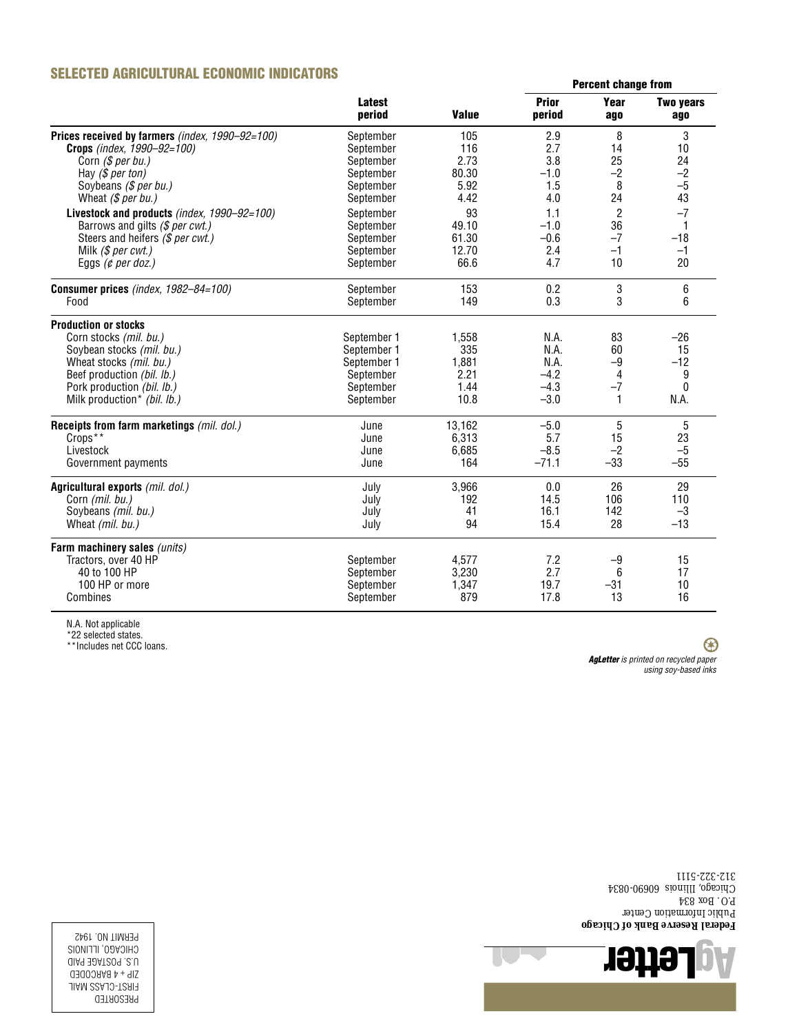## SELECTED AGRICULTURAL ECONOMIC INDICATORS

| | Latest period | Value | Percent change from | | |
|---|---|---|---|---|---|
| | | | Prior period | Year ago | Two years ago |
| **Prices received by farmers** *(index, 1990–92=100)* | September | 105 | 2.9 | 8 | 3 |
| **Crops** *(index, 1990–92=100)* | September | 116 | 2.7 | 14 | 10 |
| Corn *($ per bu.)* | September | 2.73 | 3.8 | 25 | 24 |
| Hay *($ per ton)* | September | 80.30 | –1.0 | –2 | –2 |
| Soybeans *($ per bu.)* | September | 5.92 | 1.5 | 8 | –5 |
| Wheat *($ per bu.)* | September | 4.42 | 4.0 | 24 | 43 |
| **Livestock and products** *(index, 1990–92=100)* | September | 93 | 1.1 | 2 | –7 |
| Barrows and gilts *($ per cwt.)* | September | 49.10 | –1.0 | 36 | 1 |
| Steers and heifers *($ per cwt.)* | September | 61.30 | –0.6 | –7 | –18 |
| Milk *($ per cwt.)* | September | 12.70 | 2.4 | –1 | –1 |
| Eggs *(¢ per doz.)* | September | 66.6 | 4.7 | 10 | 20 |
| **Consumer prices** *(index, 1982–84=100)* | September | 153 | 0.2 | 3 | 6 |
| Food | September | 149 | 0.3 | 3 | 6 |
| **Production or stocks** | | | | | |
| Corn stocks *(mil. bu.)* | September 1 | 1,558 | N.A. | 83 | –26 |
| Soybean stocks *(mil. bu.)* | September 1 | 335 | N.A. | 60 | 15 |
| Wheat stocks *(mil. bu.)* | September 1 | 1,881 | N.A. | –9 | –12 |
| Beef production *(bil. lb.)* | September | 2.21 | –4.2 | 4 | 9 |
| Pork production *(bil. lb.)* | September | 1.44 | –4.3 | –7 | 0 |
| Milk production* *(bil. lb.)* | September | 10.8 | –3.0 | 1 | N.A. |
| **Receipts from farm marketings** *(mil. dol.)* | June | 13,162 | –5.0 | 5 | 5 |
| Crops** | June | 6,313 | 5.7 | 15 | 23 |
| Livestock | June | 6,685 | –8.5 | –2 | –5 |
| Government payments | June | 164 | –71.1 | –33 | –55 |
| **Agricultural exports** *(mil. dol.)* | July | 3,966 | 0.0 | 26 | 29 |
| Corn *(mil. bu.)* | July | 192 | 14.5 | 106 | 110 |
| Soybeans *(mil. bu.)* | July | 41 | 16.1 | 142 | –3 |
| Wheat *(mil. bu.)* | July | 94 | 15.4 | 28 | –13 |
| **Farm machinery sales** *(units)* | | | | | |
| Tractors, over 40 HP | September | 4,577 | 7.2 | –9 | 15 |
| 40 to 100 HP | September | 3,230 | 2.7 | 6 | 17 |
| 100 HP or more | September | 1,347 | 19.7 | –31 | 10 |
| Combines | September | 879 | 17.8 | 13 | 16 |

N.A. Not applicable
*22 selected states.
**Includes net CCC loans.

***AgLetter*** *is printed on recycled paper using soy-based inks*

AgLetter

**Federal Reserve Bank of Chicago**
Public Information Center
P.O. Box 834
Chicago, Illinois 60690-0834
312-322-5111

PRESORTED
FIRST-CLASS MAIL
ZIP + 4 BARCODED
U.S. POSTAGE PAID
CHICAGO, ILLINOIS
PERMIT NO. 1942